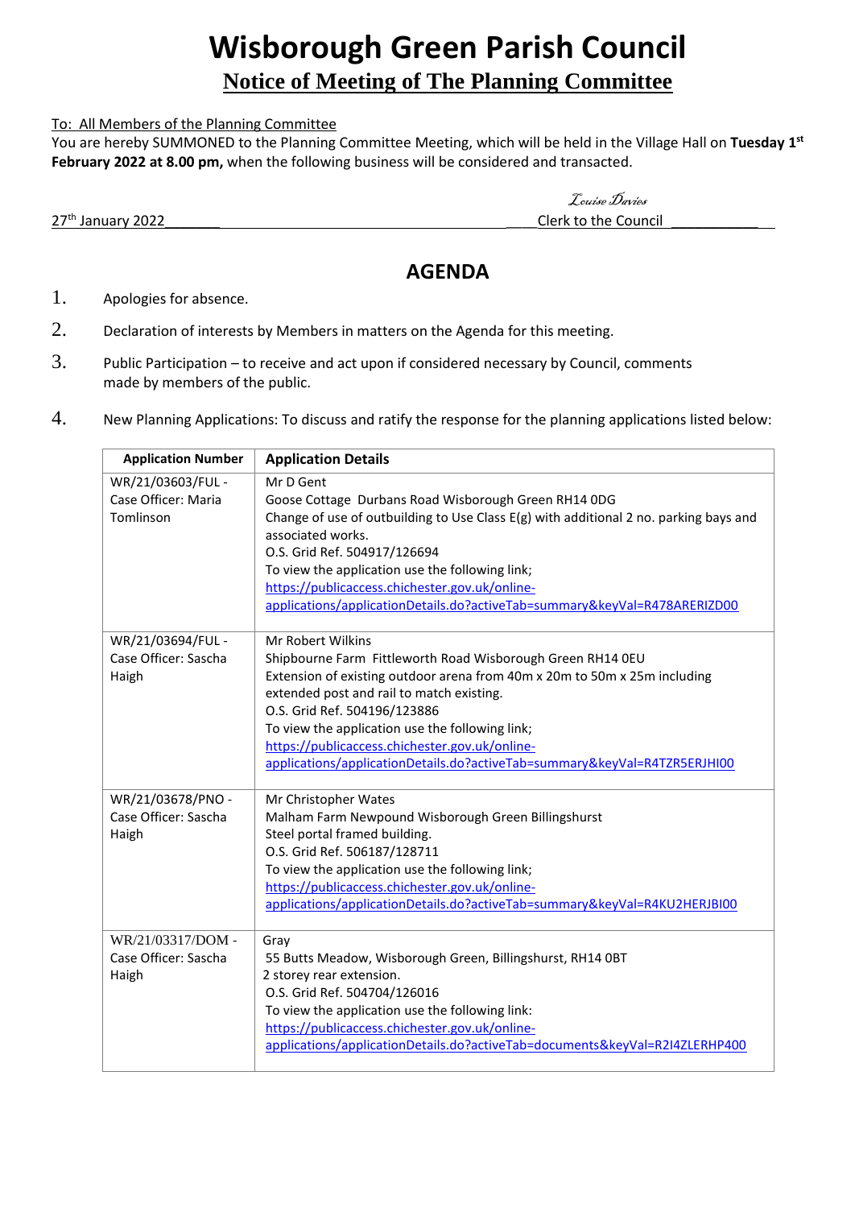# Wisborough Green Parish Council

## Notice of Meeting of The Planning Committee

To: All Members of the Planning Committee

You are hereby SUMMONED to the Planning Committee Meeting, which will be held in the Village Hall on **Tuesday 1st February 2022 at 8.00 pm,** when the following business will be considered and transacted.

*Louise Davies*

27th January 2022 Clerk to the Council

## AGENDA

1. Apologies for absence.
2. Declaration of interests by Members in matters on the Agenda for this meeting.
3. Public Participation – to receive and act upon if considered necessary by Council, comments made by members of the public.
4. New Planning Applications: To discuss and ratify the response for the planning applications listed below:

| Application Number | Application Details |
|---|---|
| WR/21/03603/FUL - Case Officer: Maria Tomlinson | Mr D Gent<br>Goose Cottage Durbans Road Wisborough Green RH14 0DG<br>Change of use of outbuilding to Use Class E(g) with additional 2 no. parking bays and associated works.<br>O.S. Grid Ref. 504917/126694<br>To view the application use the following link;<br>https://publicaccess.chichester.gov.uk/online-applications/applicationDetails.do?activeTab=summary&keyVal=R478ARERIZD00 |
| WR/21/03694/FUL - Case Officer: Sascha Haigh | Mr Robert Wilkins<br>Shipbourne Farm Fittleworth Road Wisborough Green RH14 0EU<br>Extension of existing outdoor arena from 40m x 20m to 50m x 25m including extended post and rail to match existing.<br>O.S. Grid Ref. 504196/123886<br>To view the application use the following link;<br>https://publicaccess.chichester.gov.uk/online-applications/applicationDetails.do?activeTab=summary&keyVal=R4TZR5ERJHI00 |
| WR/21/03678/PNO - Case Officer: Sascha Haigh | Mr Christopher Wates<br>Malham Farm Newpound Wisborough Green Billingshurst<br>Steel portal framed building.<br>O.S. Grid Ref. 506187/128711<br>To view the application use the following link;<br>https://publicaccess.chichester.gov.uk/online-applications/applicationDetails.do?activeTab=summary&keyVal=R4KU2HERJBI00 |
| WR/21/03317/DOM - Case Officer: Sascha Haigh | Gray<br>55 Butts Meadow, Wisborough Green, Billingshurst, RH14 0BT<br>2 storey rear extension.<br>O.S. Grid Ref. 504704/126016<br>To view the application use the following link:<br>https://publicaccess.chichester.gov.uk/online-applications/applicationDetails.do?activeTab=documents&keyVal=R2I4ZLERHP400 |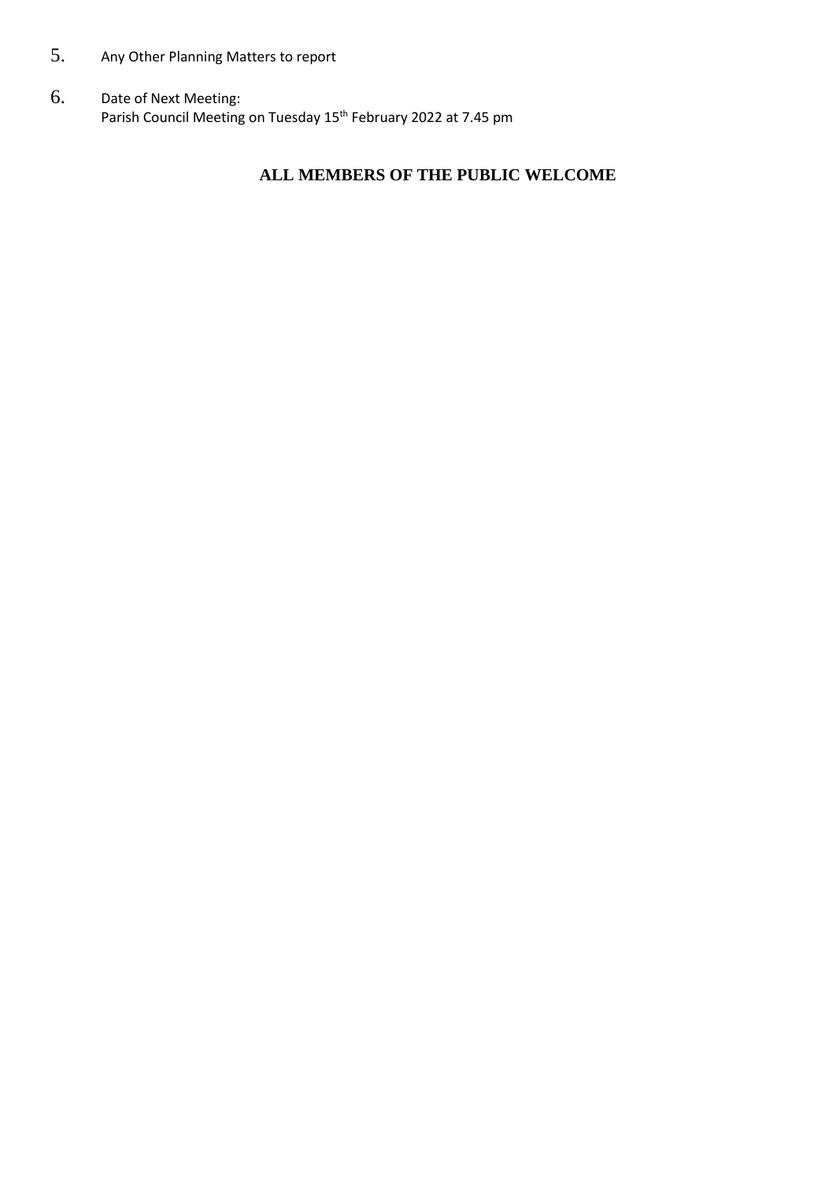5. Any Other Planning Matters to report

6. Date of Next Meeting:
   Parish Council Meeting on Tuesday 15th February 2022 at 7.45 pm

**ALL MEMBERS OF THE PUBLIC WELCOME**